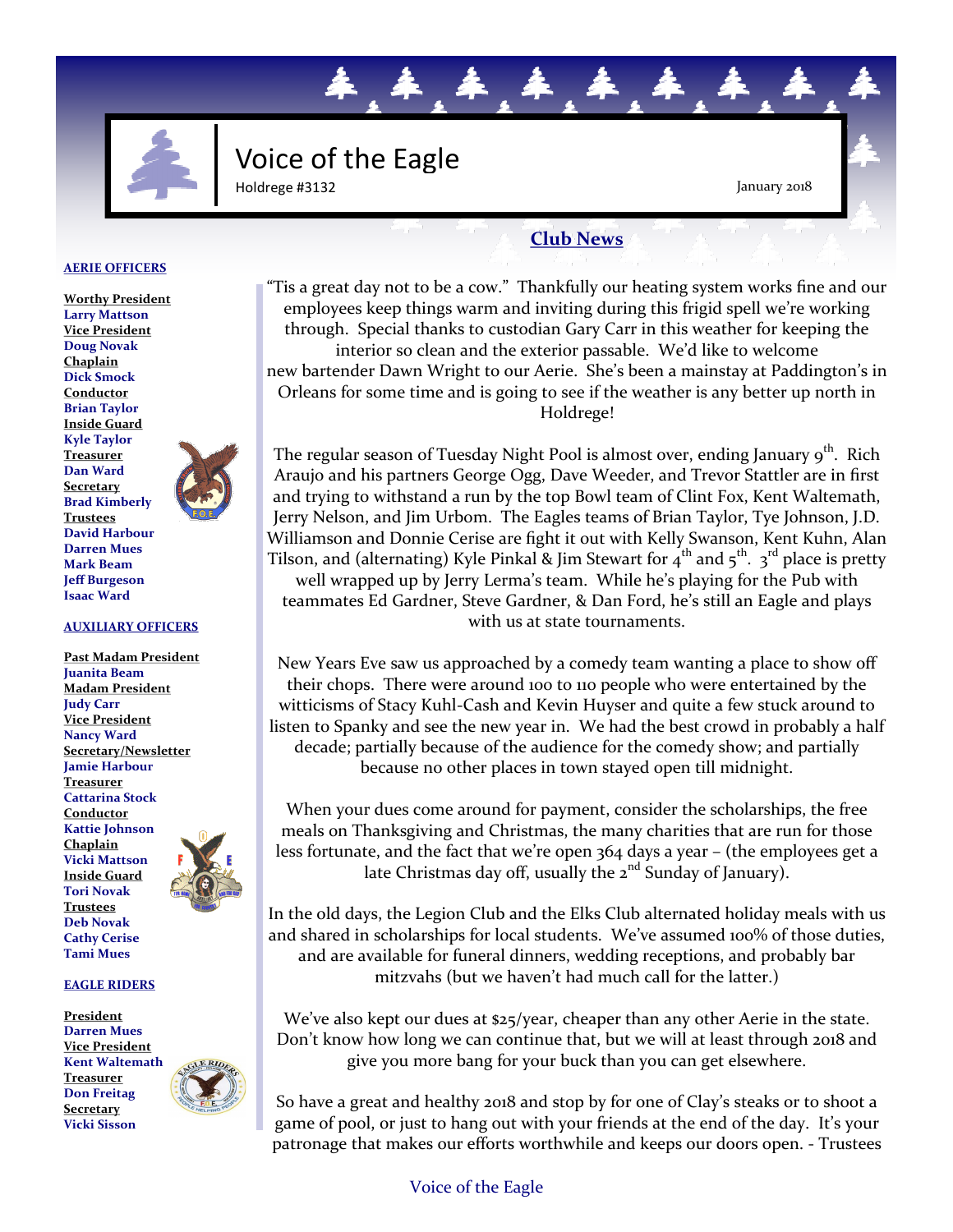# Voice of the Eagle

Holdrege #3132

January 2018

**AERIE OFFICERS**

**Worthy President**
Larry Mattson
**Vice President**
Doug Novak
**Chaplain**
Dick Smock
**Conductor**
Brian Taylor
**Inside Guard**
Kyle Taylor
**Treasurer**
Dan Ward
**Secretary**
Brad Kimberly
**Trustees**
David Harbour
Darren Mues
Mark Beam
Jeff Burgeson
Isaac Ward

**AUXILIARY OFFICERS**

**Past Madam President**
Juanita Beam
**Madam President**
Judy Carr
**Vice President**
Nancy Ward
**Secretary/Newsletter**
Jamie Harbour
**Treasurer**
Cattarina Stock
**Conductor**
Kattie Johnson
**Chaplain**
Vicki Mattson
**Inside Guard**
Tori Novak
**Trustees**
Deb Novak
Cathy Cerise
Tami Mues

**EAGLE RIDERS**

**President**
Darren Mues
**Vice President**
Kent Waltemath
**Treasurer**
Don Freitag
**Secretary**
Vicki Sisson

## Club News

"Tis a great day not to be a cow." Thankfully our heating system works fine and our employees keep things warm and inviting during this frigid spell we're working through. Special thanks to custodian Gary Carr in this weather for keeping the interior so clean and the exterior passable. We'd like to welcome new bartender Dawn Wright to our Aerie. She's been a mainstay at Paddington's in Orleans for some time and is going to see if the weather is any better up north in Holdrege!

The regular season of Tuesday Night Pool is almost over, ending January 9th. Rich Araujo and his partners George Ogg, Dave Weeder, and Trevor Stattler are in first and trying to withstand a run by the top Bowl team of Clint Fox, Kent Waltemath, Jerry Nelson, and Jim Urbom. The Eagles teams of Brian Taylor, Tye Johnson, J.D. Williamson and Donnie Cerise are fight it out with Kelly Swanson, Kent Kuhn, Alan Tilson, and (alternating) Kyle Pinkal & Jim Stewart for 4th and 5th. 3rd place is pretty well wrapped up by Jerry Lerma's team. While he's playing for the Pub with teammates Ed Gardner, Steve Gardner, & Dan Ford, he's still an Eagle and plays with us at state tournaments.

New Years Eve saw us approached by a comedy team wanting a place to show off their chops. There were around 100 to 110 people who were entertained by the witticisms of Stacy Kuhl-Cash and Kevin Huyser and quite a few stuck around to listen to Spanky and see the new year in. We had the best crowd in probably a half decade; partially because of the audience for the comedy show; and partially because no other places in town stayed open till midnight.

When your dues come around for payment, consider the scholarships, the free meals on Thanksgiving and Christmas, the many charities that are run for those less fortunate, and the fact that we're open 364 days a year – (the employees get a late Christmas day off, usually the 2nd Sunday of January).

In the old days, the Legion Club and the Elks Club alternated holiday meals with us and shared in scholarships for local students. We've assumed 100% of those duties, and are available for funeral dinners, wedding receptions, and probably bar mitzvahs (but we haven't had much call for the latter.)

We've also kept our dues at $25/year, cheaper than any other Aerie in the state. Don't know how long we can continue that, but we will at least through 2018 and give you more bang for your buck than you can get elsewhere.

So have a great and healthy 2018 and stop by for one of Clay's steaks or to shoot a game of pool, or just to hang out with your friends at the end of the day. It's your patronage that makes our efforts worthwhile and keeps our doors open. - Trustees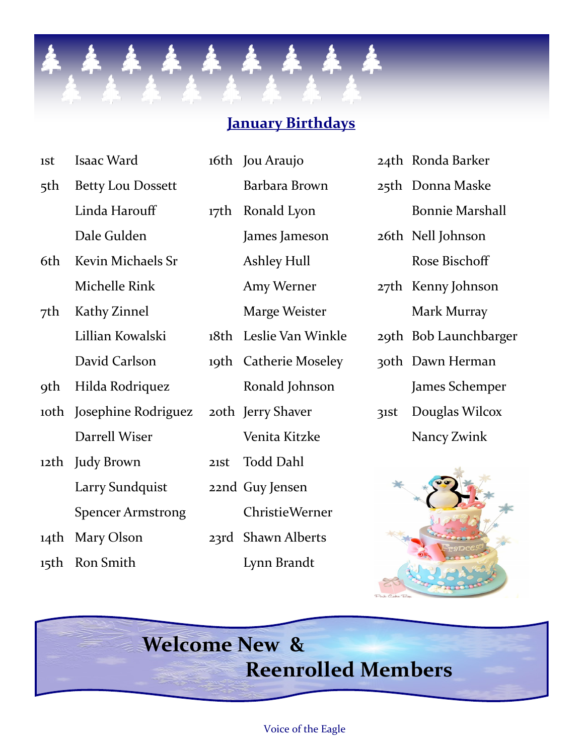## January Birthdays

| | |
|---|---|
| 1st | Isaac Ward |
| 5th | Betty Lou Dossett |
| | Linda Harouff |
| | Dale Gulden |
| 6th | Kevin Michaels Sr |
| | Michelle Rink |
| 7th | Kathy Zinnel |
| | Lillian Kowalski |
| | David Carlson |
| 9th | Hilda Rodriquez |
| 10th | Josephine Rodriguez |
| | Darrell Wiser |
| 12th | Judy Brown |
| | Larry Sundquist |
| | Spencer Armstrong |
| 14th | Mary Olson |
| 15th | Ron Smith |
| 16th | Jou Araujo |
| | Barbara Brown |
| 17th | Ronald Lyon |
| | James Jameson |
| | Ashley Hull |
| | Amy Werner |
| | Marge Weister |
| 18th | Leslie Van Winkle |
| 19th | Catherie Moseley |
| | Ronald Johnson |
| 20th | Jerry Shaver |
| | Venita Kitzke |
| 21st | Todd Dahl |
| 22nd | Guy Jensen |
| | ChristieWerner |
| 23rd | Shawn Alberts |
| | Lynn Brandt |
| 24th | Ronda Barker |
| 25th | Donna Maske |
| | Bonnie Marshall |
| 26th | Nell Johnson |
| | Rose Bischoff |
| 27th | Kenny Johnson |
| | Mark Murray |
| 29th | Bob Launchbarger |
| 30th | Dawn Herman |
| | James Schemper |
| 31st | Douglas Wilcox |
| | Nancy Zwink |

## Welcome New & Reenrolled Members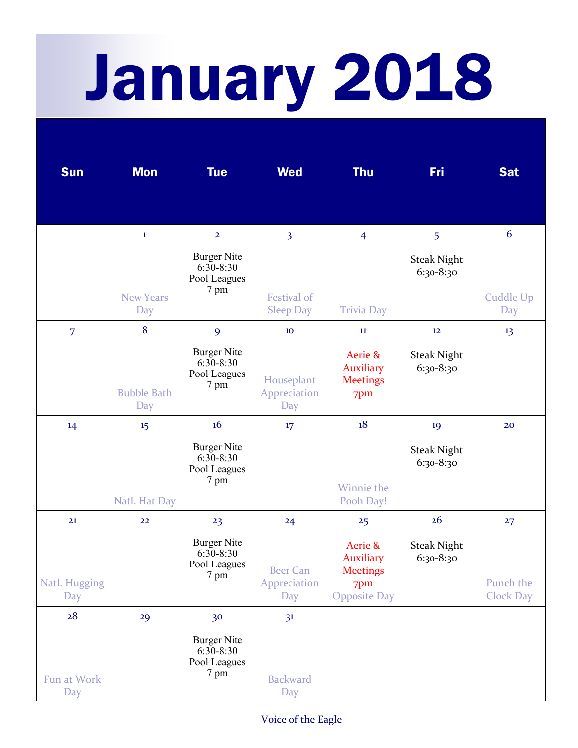# January 2018

| Sun | Mon | Tue | Wed | Thu | Fri | Sat |
|---|---|---|---|---|---|---|
| | 1<br>New Years Day | 2<br>Burger Nite 6:30-8:30<br>Pool Leagues 7 pm | 3<br>Festival of Sleep Day | 4<br>Trivia Day | 5<br>Steak Night 6:30-8:30 | 6<br>Cuddle Up Day |
| 7 | 8<br>Bubble Bath Day | 9<br>Burger Nite 6:30-8:30<br>Pool Leagues 7 pm | 10<br>Houseplant Appreciation Day | 11<br>Aerie & Auxiliary Meetings 7pm | 12<br>Steak Night 6:30-8:30 | 13 |
| 14 | 15<br>Natl. Hat Day | 16<br>Burger Nite 6:30-8:30<br>Pool Leagues 7 pm | 17 | 18<br>Winnie the Pooh Day! | 19<br>Steak Night 6:30-8:30 | 20 |
| 21<br>Natl. Hugging Day | 22 | 23<br>Burger Nite 6:30-8:30<br>Pool Leagues 7 pm | 24<br>Beer Can Appreciation Day | 25<br>Aerie & Auxiliary Meetings 7pm<br>Opposite Day | 26<br>Steak Night 6:30-8:30 | 27<br>Punch the Clock Day |
| 28<br>Fun at Work Day | 29 | 30<br>Burger Nite 6:30-8:30<br>Pool Leagues 7 pm | 31<br>Backward Day | | | |

Voice of the Eagle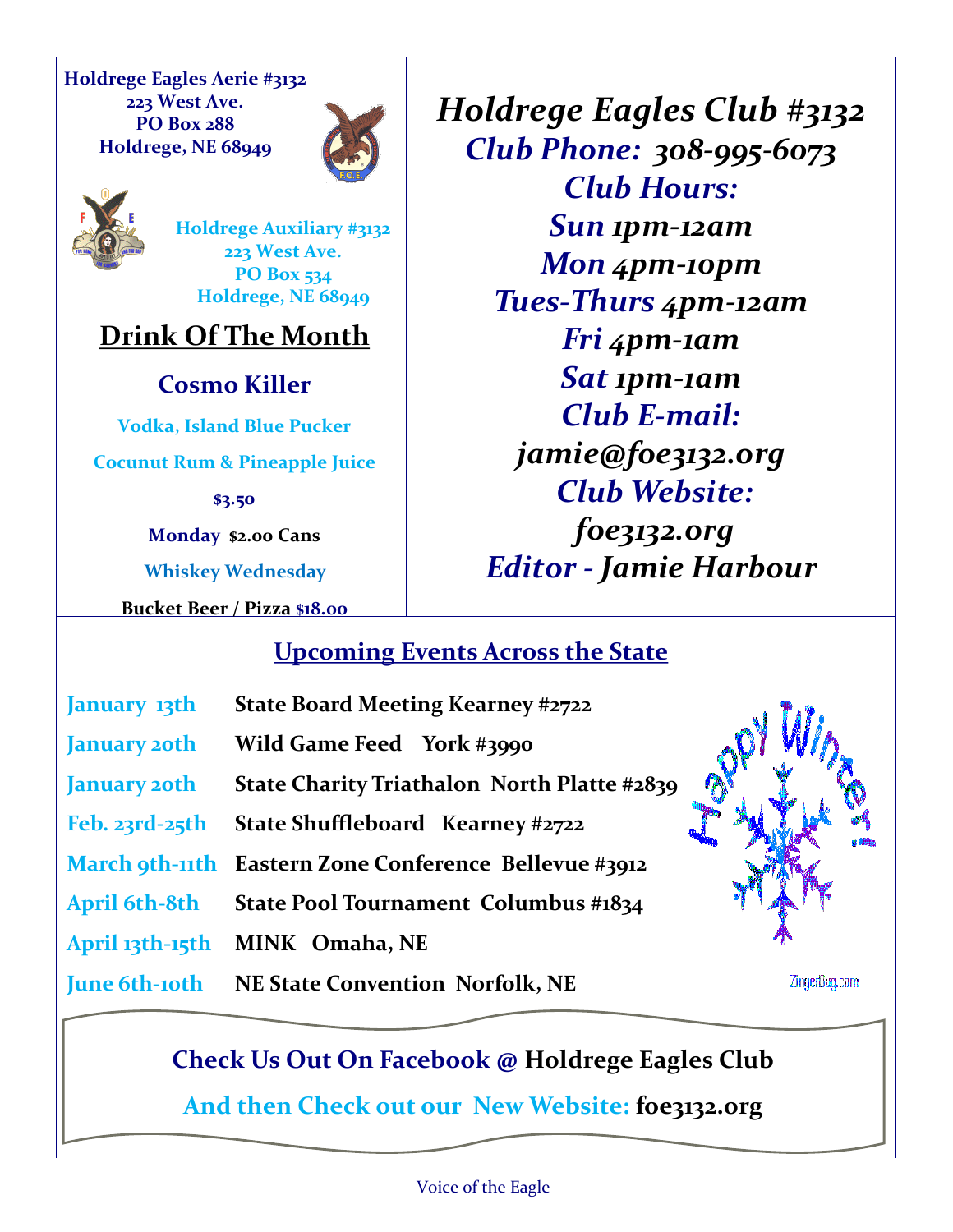**Holdrege Eagles Aerie #3132**
**223 West Ave.**
**PO Box 288**
**Holdrege, NE 68949**

**Holdrege Auxiliary #3132**
**223 West Ave.**
**PO Box 534**
**Holdrege, NE 68949**

## Drink Of The Month

### Cosmo Killer

**Vodka, Island Blue Pucker**

**Cocunut Rum & Pineapple Juice**

**$3.50**

**Monday $2.00 Cans**

**Whiskey Wednesday**

**Bucket Beer / Pizza $18.00**

# *Holdrege Eagles Club #3132*

***Club Phone: 308-995-6073***

***Club Hours:***

***Sun 1pm-12am***

***Mon 4pm-10pm***

***Tues-Thurs 4pm-12am***

***Fri 4pm-1am***

***Sat 1pm-1am***

***Club E-mail:***

***jamie@foe3132.org***

***Club Website:***

***foe3132.org***

***Editor - Jamie Harbour***

## Upcoming Events Across the State

| | |
|---|---|
| January 13th | **State Board Meeting Kearney #2722** |
| January 20th | **Wild Game Feed York #3990** |
| January 20th | **State Charity Triathalon North Platte #2839** |
| Feb. 23rd-25th | **State Shuffleboard Kearney #2722** |
| March 9th-11th | **Eastern Zone Conference Bellevue #3912** |
| April 6th-8th | **State Pool Tournament Columbus #1834** |
| April 13th-15th | **MINK Omaha, NE** |
| June 6th-10th | **NE State Convention Norfolk, NE** |

Happy Winter!

ZingerBug.com

**Check Us Out On Facebook @ Holdrege Eagles Club**

**And then Check out our New Website: foe3132.org**

Voice of the Eagle